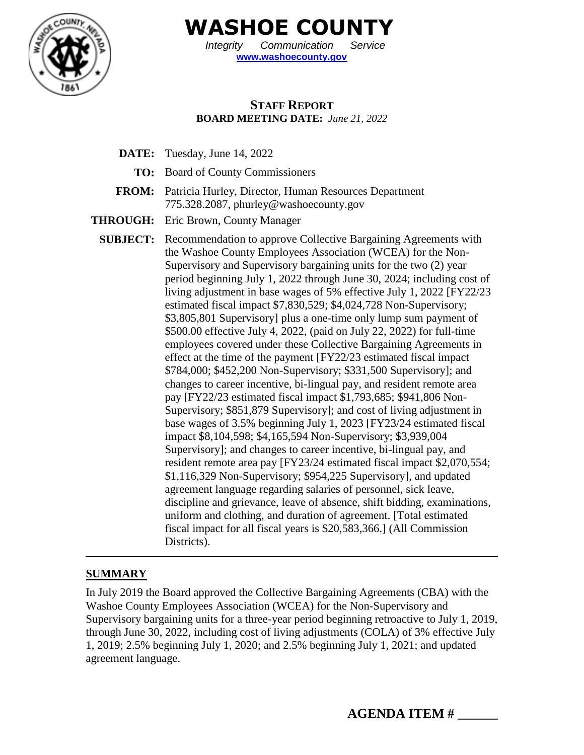# WASHOE COUNTY

*Integrity Communication Service*

**www.washoecounty.gov**

## STAFF REPORT

**BOARD MEETING DATE:** *June 21, 2022*

**DATE:** Tuesday, June 14, 2022

**TO:** Board of County Commissioners

**FROM:** Patricia Hurley, Director, Human Resources Department
775.328.2087, phurley@washoecounty.gov

**THROUGH:** Eric Brown, County Manager

**SUBJECT:** Recommendation to approve Collective Bargaining Agreements with the Washoe County Employees Association (WCEA) for the Non-Supervisory and Supervisory bargaining units for the two (2) year period beginning July 1, 2022 through June 30, 2024; including cost of living adjustment in base wages of 5% effective July 1, 2022 [FY22/23 estimated fiscal impact $7,830,529; $4,024,728 Non-Supervisory; $3,805,801 Supervisory] plus a one-time only lump sum payment of $500.00 effective July 4, 2022, (paid on July 22, 2022) for full-time employees covered under these Collective Bargaining Agreements in effect at the time of the payment [FY22/23 estimated fiscal impact $784,000; $452,200 Non-Supervisory; $331,500 Supervisory]; and changes to career incentive, bi-lingual pay, and resident remote area pay [FY22/23 estimated fiscal impact $1,793,685; $941,806 Non-Supervisory; $851,879 Supervisory]; and cost of living adjustment in base wages of 3.5% beginning July 1, 2023 [FY23/24 estimated fiscal impact $8,104,598; $4,165,594 Non-Supervisory; $3,939,004 Supervisory]; and changes to career incentive, bi-lingual pay, and resident remote area pay [FY23/24 estimated fiscal impact $2,070,554; $1,116,329 Non-Supervisory; $954,225 Supervisory], and updated agreement language regarding salaries of personnel, sick leave, discipline and grievance, leave of absence, shift bidding, examinations, uniform and clothing, and duration of agreement. [Total estimated fiscal impact for all fiscal years is $20,583,366.] (All Commission Districts).

---

## SUMMARY

In July 2019 the Board approved the Collective Bargaining Agreements (CBA) with the Washoe County Employees Association (WCEA) for the Non-Supervisory and Supervisory bargaining units for a three-year period beginning retroactive to July 1, 2019, through June 30, 2022, including cost of living adjustments (COLA) of 3% effective July 1, 2019; 2.5% beginning July 1, 2020; and 2.5% beginning July 1, 2021; and updated agreement language.

**AGENDA ITEM # \_\_\_\_\_\_**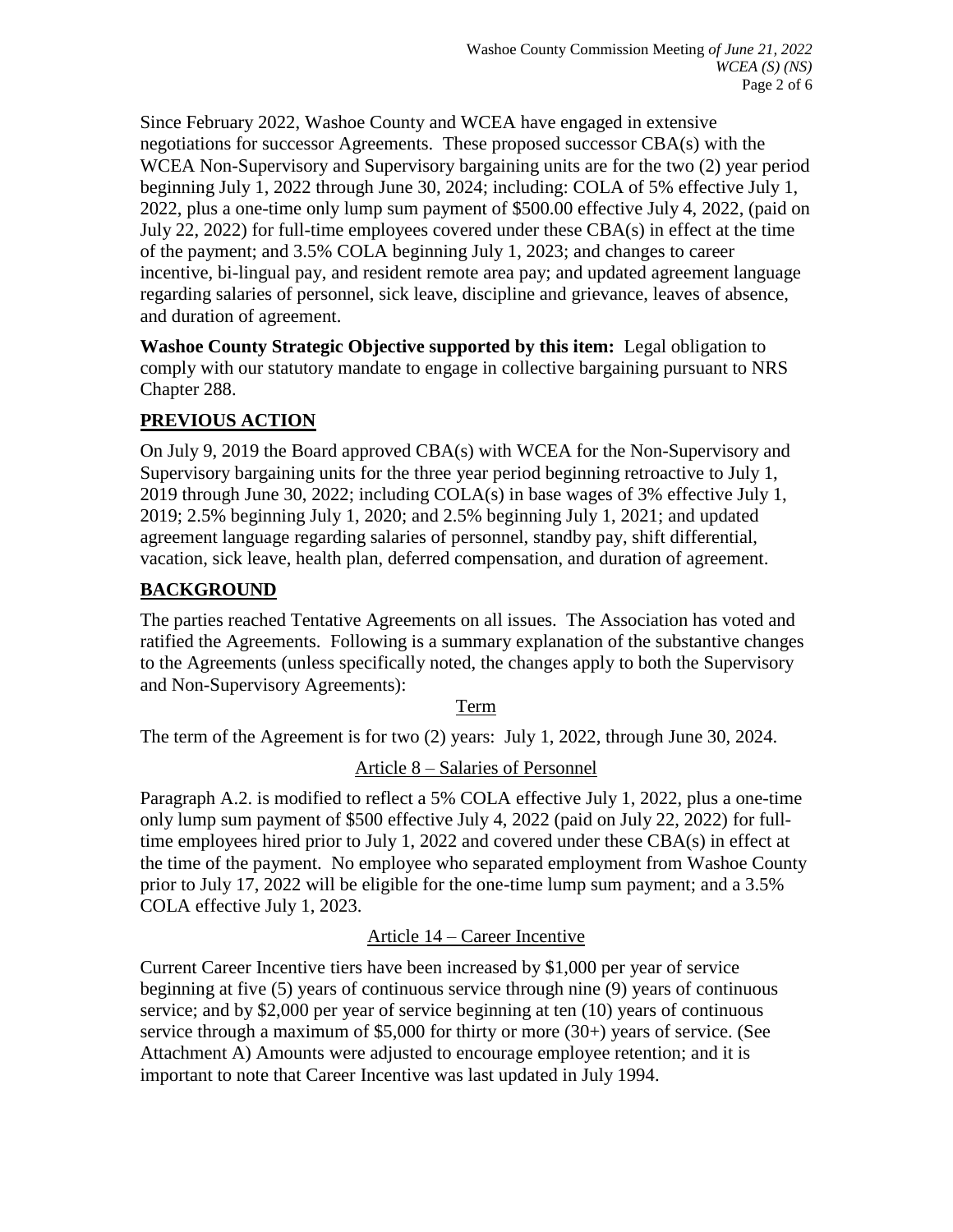Since February 2022, Washoe County and WCEA have engaged in extensive negotiations for successor Agreements. These proposed successor CBA(s) with the WCEA Non-Supervisory and Supervisory bargaining units are for the two (2) year period beginning July 1, 2022 through June 30, 2024; including: COLA of 5% effective July 1, 2022, plus a one-time only lump sum payment of $500.00 effective July 4, 2022, (paid on July 22, 2022) for full-time employees covered under these CBA(s) in effect at the time of the payment; and 3.5% COLA beginning July 1, 2023; and changes to career incentive, bi-lingual pay, and resident remote area pay; and updated agreement language regarding salaries of personnel, sick leave, discipline and grievance, leaves of absence, and duration of agreement.

**Washoe County Strategic Objective supported by this item:** Legal obligation to comply with our statutory mandate to engage in collective bargaining pursuant to NRS Chapter 288.

## PREVIOUS ACTION

On July 9, 2019 the Board approved CBA(s) with WCEA for the Non-Supervisory and Supervisory bargaining units for the three year period beginning retroactive to July 1, 2019 through June 30, 2022; including COLA(s) in base wages of 3% effective July 1, 2019; 2.5% beginning July 1, 2020; and 2.5% beginning July 1, 2021; and updated agreement language regarding salaries of personnel, standby pay, shift differential, vacation, sick leave, health plan, deferred compensation, and duration of agreement.

## BACKGROUND

The parties reached Tentative Agreements on all issues. The Association has voted and ratified the Agreements. Following is a summary explanation of the substantive changes to the Agreements (unless specifically noted, the changes apply to both the Supervisory and Non-Supervisory Agreements):

### Term

The term of the Agreement is for two (2) years: July 1, 2022, through June 30, 2024.

### Article 8 – Salaries of Personnel

Paragraph A.2. is modified to reflect a 5% COLA effective July 1, 2022, plus a one-time only lump sum payment of $500 effective July 4, 2022 (paid on July 22, 2022) for full-time employees hired prior to July 1, 2022 and covered under these CBA(s) in effect at the time of the payment. No employee who separated employment from Washoe County prior to July 17, 2022 will be eligible for the one-time lump sum payment; and a 3.5% COLA effective July 1, 2023.

### Article 14 – Career Incentive

Current Career Incentive tiers have been increased by $1,000 per year of service beginning at five (5) years of continuous service through nine (9) years of continuous service; and by $2,000 per year of service beginning at ten (10) years of continuous service through a maximum of $5,000 for thirty or more (30+) years of service. (See Attachment A) Amounts were adjusted to encourage employee retention; and it is important to note that Career Incentive was last updated in July 1994.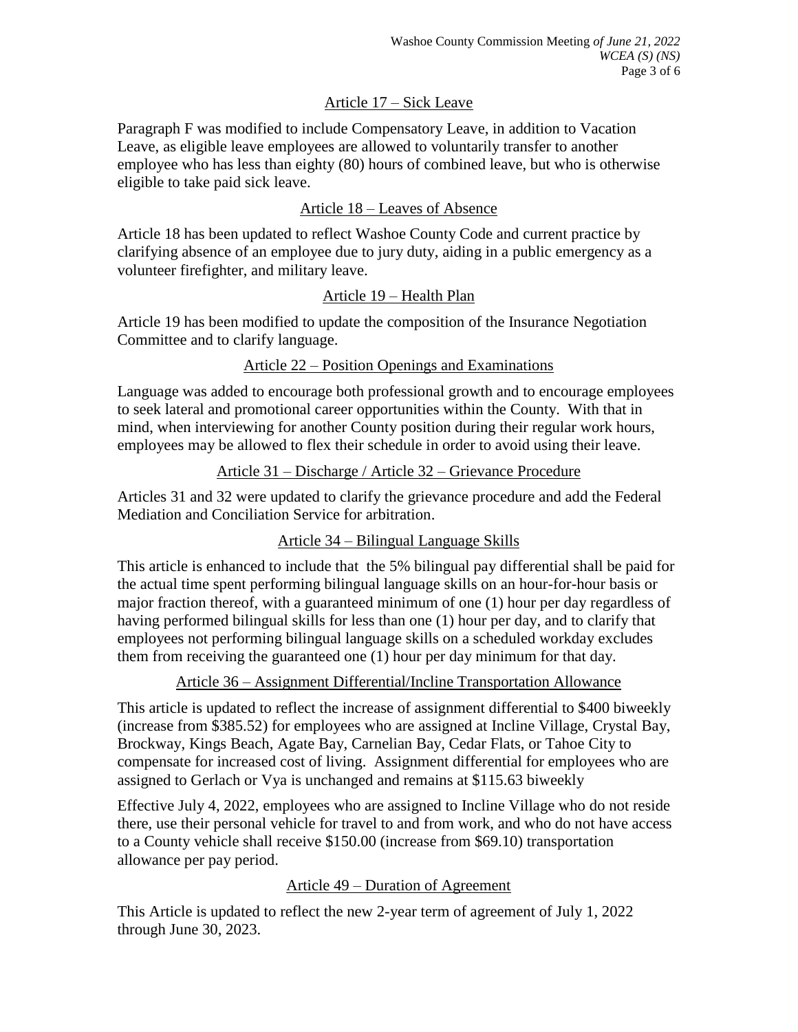### Article 17 – Sick Leave

Paragraph F was modified to include Compensatory Leave, in addition to Vacation Leave, as eligible leave employees are allowed to voluntarily transfer to another employee who has less than eighty (80) hours of combined leave, but who is otherwise eligible to take paid sick leave.

### Article 18 – Leaves of Absence

Article 18 has been updated to reflect Washoe County Code and current practice by clarifying absence of an employee due to jury duty, aiding in a public emergency as a volunteer firefighter, and military leave.

### Article 19 – Health Plan

Article 19 has been modified to update the composition of the Insurance Negotiation Committee and to clarify language.

### Article 22 – Position Openings and Examinations

Language was added to encourage both professional growth and to encourage employees to seek lateral and promotional career opportunities within the County. With that in mind, when interviewing for another County position during their regular work hours, employees may be allowed to flex their schedule in order to avoid using their leave.

### Article 31 – Discharge / Article 32 – Grievance Procedure

Articles 31 and 32 were updated to clarify the grievance procedure and add the Federal Mediation and Conciliation Service for arbitration.

### Article 34 – Bilingual Language Skills

This article is enhanced to include that the 5% bilingual pay differential shall be paid for the actual time spent performing bilingual language skills on an hour-for-hour basis or major fraction thereof, with a guaranteed minimum of one (1) hour per day regardless of having performed bilingual skills for less than one (1) hour per day, and to clarify that employees not performing bilingual language skills on a scheduled workday excludes them from receiving the guaranteed one (1) hour per day minimum for that day.

### Article 36 – Assignment Differential/Incline Transportation Allowance

This article is updated to reflect the increase of assignment differential to $400 biweekly (increase from $385.52) for employees who are assigned at Incline Village, Crystal Bay, Brockway, Kings Beach, Agate Bay, Carnelian Bay, Cedar Flats, or Tahoe City to compensate for increased cost of living. Assignment differential for employees who are assigned to Gerlach or Vya is unchanged and remains at $115.63 biweekly

Effective July 4, 2022, employees who are assigned to Incline Village who do not reside there, use their personal vehicle for travel to and from work, and who do not have access to a County vehicle shall receive $150.00 (increase from $69.10) transportation allowance per pay period.

### Article 49 – Duration of Agreement

This Article is updated to reflect the new 2-year term of agreement of July 1, 2022 through June 30, 2023.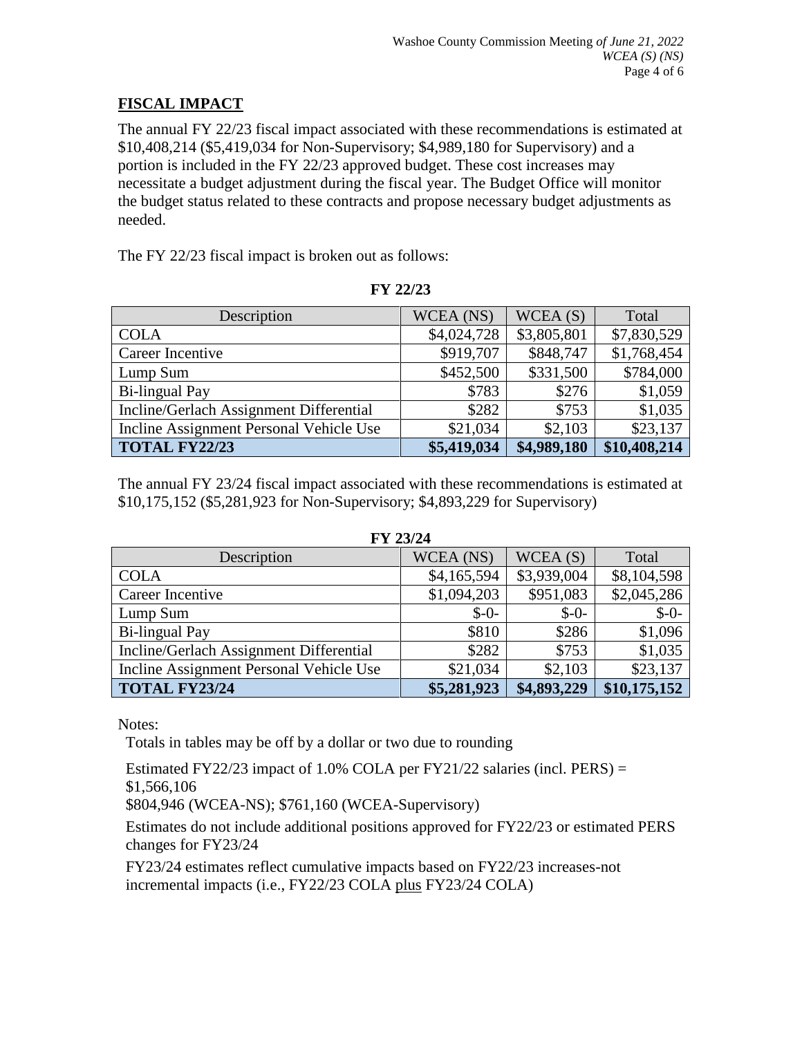## FISCAL IMPACT

The annual FY 22/23 fiscal impact associated with these recommendations is estimated at $10,408,214 ($5,419,034 for Non-Supervisory; $4,989,180 for Supervisory) and a portion is included in the FY 22/23 approved budget. These cost increases may necessitate a budget adjustment during the fiscal year. The Budget Office will monitor the budget status related to these contracts and propose necessary budget adjustments as needed.

The FY 22/23 fiscal impact is broken out as follows:

**FY 22/23**

| Description | WCEA (NS) | WCEA (S) | Total |
|---|---|---|---|
| COLA | $4,024,728 | $3,805,801 | $7,830,529 |
| Career Incentive | $919,707 | $848,747 | $1,768,454 |
| Lump Sum | $452,500 | $331,500 | $784,000 |
| Bi-lingual Pay | $783 | $276 | $1,059 |
| Incline/Gerlach Assignment Differential | $282 | $753 | $1,035 |
| Incline Assignment Personal Vehicle Use | $21,034 | $2,103 | $23,137 |
| **TOTAL FY22/23** | **$5,419,034** | **$4,989,180** | **$10,408,214** |

The annual FY 23/24 fiscal impact associated with these recommendations is estimated at $10,175,152 ($5,281,923 for Non-Supervisory; $4,893,229 for Supervisory)

**FY 23/24**

| Description | WCEA (NS) | WCEA (S) | Total |
|---|---|---|---|
| COLA | $4,165,594 | $3,939,004 | $8,104,598 |
| Career Incentive | $1,094,203 | $951,083 | $2,045,286 |
| Lump Sum | $-0- | $-0- | $-0- |
| Bi-lingual Pay | $810 | $286 | $1,096 |
| Incline/Gerlach Assignment Differential | $282 | $753 | $1,035 |
| Incline Assignment Personal Vehicle Use | $21,034 | $2,103 | $23,137 |
| **TOTAL FY23/24** | **$5,281,923** | **$4,893,229** | **$10,175,152** |

Notes:

Totals in tables may be off by a dollar or two due to rounding

Estimated FY22/23 impact of 1.0% COLA per FY21/22 salaries (incl. PERS) = $1,566,106
$804,946 (WCEA-NS); $761,160 (WCEA-Supervisory)

Estimates do not include additional positions approved for FY22/23 or estimated PERS changes for FY23/24

FY23/24 estimates reflect cumulative impacts based on FY22/23 increases-not incremental impacts (i.e., FY22/23 COLA <u>plus</u> FY23/24 COLA)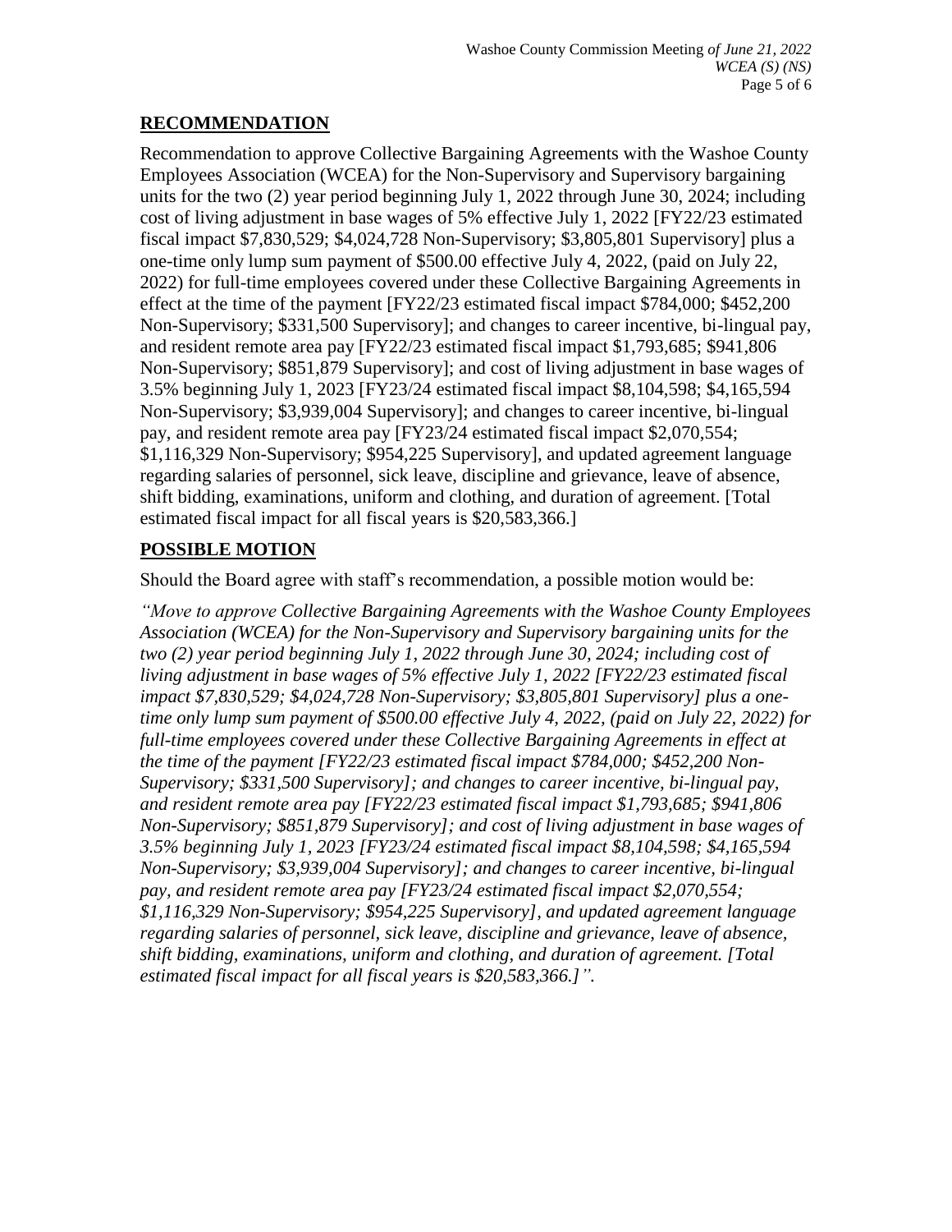## RECOMMENDATION

Recommendation to approve Collective Bargaining Agreements with the Washoe County Employees Association (WCEA) for the Non-Supervisory and Supervisory bargaining units for the two (2) year period beginning July 1, 2022 through June 30, 2024; including cost of living adjustment in base wages of 5% effective July 1, 2022 [FY22/23 estimated fiscal impact $7,830,529; $4,024,728 Non-Supervisory; $3,805,801 Supervisory] plus a one-time only lump sum payment of $500.00 effective July 4, 2022, (paid on July 22, 2022) for full-time employees covered under these Collective Bargaining Agreements in effect at the time of the payment [FY22/23 estimated fiscal impact $784,000; $452,200 Non-Supervisory; $331,500 Supervisory]; and changes to career incentive, bi-lingual pay, and resident remote area pay [FY22/23 estimated fiscal impact $1,793,685; $941,806 Non-Supervisory; $851,879 Supervisory]; and cost of living adjustment in base wages of 3.5% beginning July 1, 2023 [FY23/24 estimated fiscal impact $8,104,598; $4,165,594 Non-Supervisory; $3,939,004 Supervisory]; and changes to career incentive, bi-lingual pay, and resident remote area pay [FY23/24 estimated fiscal impact $2,070,554; $1,116,329 Non-Supervisory; $954,225 Supervisory], and updated agreement language regarding salaries of personnel, sick leave, discipline and grievance, leave of absence, shift bidding, examinations, uniform and clothing, and duration of agreement. [Total estimated fiscal impact for all fiscal years is $20,583,366.]

## POSSIBLE MOTION

Should the Board agree with staff's recommendation, a possible motion would be:

*"Move to approve Collective Bargaining Agreements with the Washoe County Employees Association (WCEA) for the Non-Supervisory and Supervisory bargaining units for the two (2) year period beginning July 1, 2022 through June 30, 2024; including cost of living adjustment in base wages of 5% effective July 1, 2022 [FY22/23 estimated fiscal impact $7,830,529; $4,024,728 Non-Supervisory; $3,805,801 Supervisory] plus a one-time only lump sum payment of $500.00 effective July 4, 2022, (paid on July 22, 2022) for full-time employees covered under these Collective Bargaining Agreements in effect at the time of the payment [FY22/23 estimated fiscal impact $784,000; $452,200 Non-Supervisory; $331,500 Supervisory]; and changes to career incentive, bi-lingual pay, and resident remote area pay [FY22/23 estimated fiscal impact $1,793,685; $941,806 Non-Supervisory; $851,879 Supervisory]; and cost of living adjustment in base wages of 3.5% beginning July 1, 2023 [FY23/24 estimated fiscal impact $8,104,598; $4,165,594 Non-Supervisory; $3,939,004 Supervisory]; and changes to career incentive, bi-lingual pay, and resident remote area pay [FY23/24 estimated fiscal impact $2,070,554; $1,116,329 Non-Supervisory; $954,225 Supervisory], and updated agreement language regarding salaries of personnel, sick leave, discipline and grievance, leave of absence, shift bidding, examinations, uniform and clothing, and duration of agreement. [Total estimated fiscal impact for all fiscal years is $20,583,366.]".*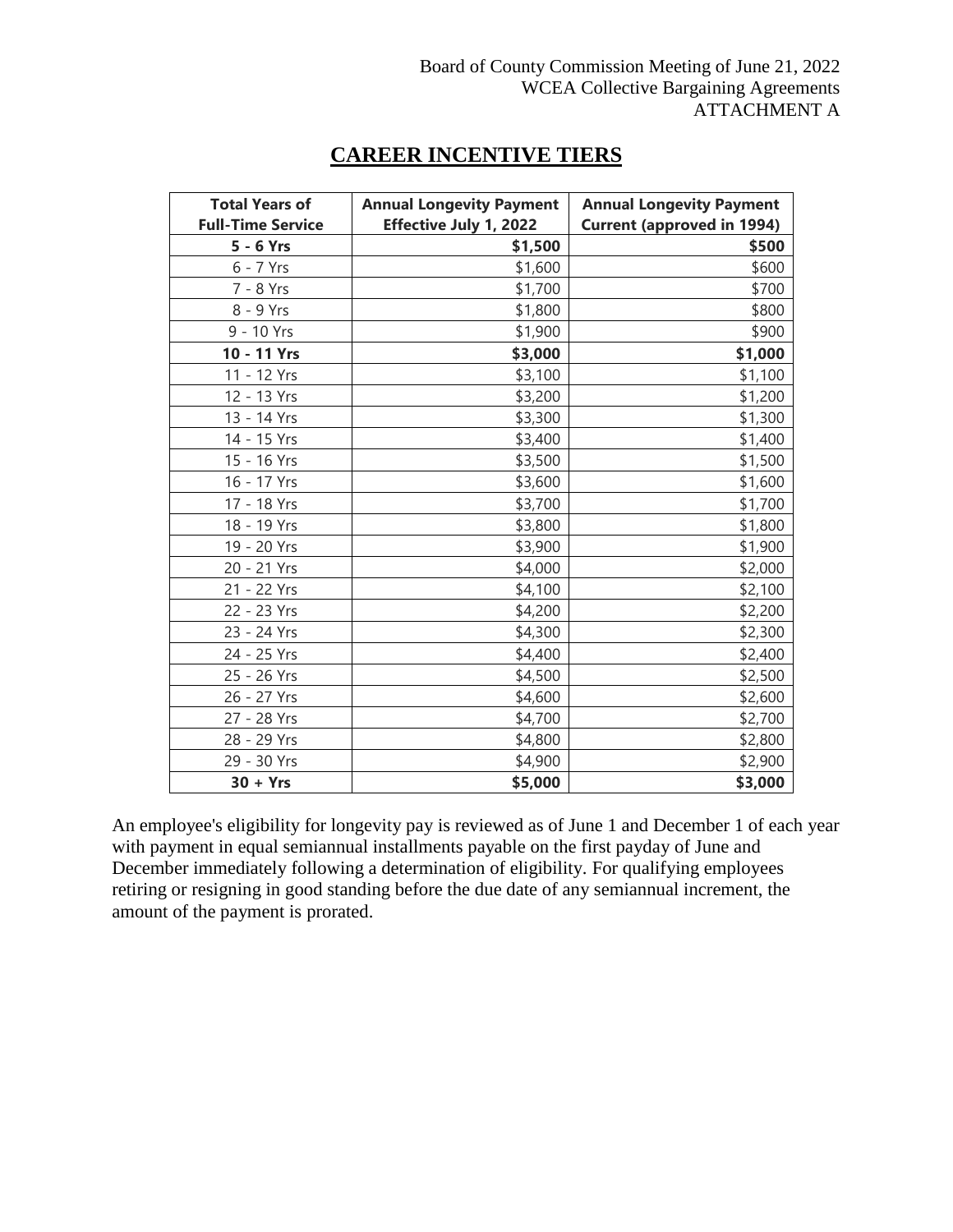Board of County Commission Meeting of June 21, 2022
WCEA Collective Bargaining Agreements
ATTACHMENT A

# CAREER INCENTIVE TIERS

| Total Years of Full-Time Service | Annual Longevity Payment Effective July 1, 2022 | Annual Longevity Payment Current (approved in 1994) |
|---|---|---|
| **5 - 6 Yrs** | **$1,500** | **$500** |
| 6 - 7 Yrs | $1,600 | $600 |
| 7 - 8 Yrs | $1,700 | $700 |
| 8 - 9 Yrs | $1,800 | $800 |
| 9 - 10 Yrs | $1,900 | $900 |
| **10 - 11 Yrs** | **$3,000** | **$1,000** |
| 11 - 12 Yrs | $3,100 | $1,100 |
| 12 - 13 Yrs | $3,200 | $1,200 |
| 13 - 14 Yrs | $3,300 | $1,300 |
| 14 - 15 Yrs | $3,400 | $1,400 |
| 15 - 16 Yrs | $3,500 | $1,500 |
| 16 - 17 Yrs | $3,600 | $1,600 |
| 17 - 18 Yrs | $3,700 | $1,700 |
| 18 - 19 Yrs | $3,800 | $1,800 |
| 19 - 20 Yrs | $3,900 | $1,900 |
| 20 - 21 Yrs | $4,000 | $2,000 |
| 21 - 22 Yrs | $4,100 | $2,100 |
| 22 - 23 Yrs | $4,200 | $2,200 |
| 23 - 24 Yrs | $4,300 | $2,300 |
| 24 - 25 Yrs | $4,400 | $2,400 |
| 25 - 26 Yrs | $4,500 | $2,500 |
| 26 - 27 Yrs | $4,600 | $2,600 |
| 27 - 28 Yrs | $4,700 | $2,700 |
| 28 - 29 Yrs | $4,800 | $2,800 |
| 29 - 30 Yrs | $4,900 | $2,900 |
| **30 + Yrs** | **$5,000** | **$3,000** |

An employee's eligibility for longevity pay is reviewed as of June 1 and December 1 of each year with payment in equal semiannual installments payable on the first payday of June and December immediately following a determination of eligibility. For qualifying employees retiring or resigning in good standing before the due date of any semiannual increment, the amount of the payment is prorated.